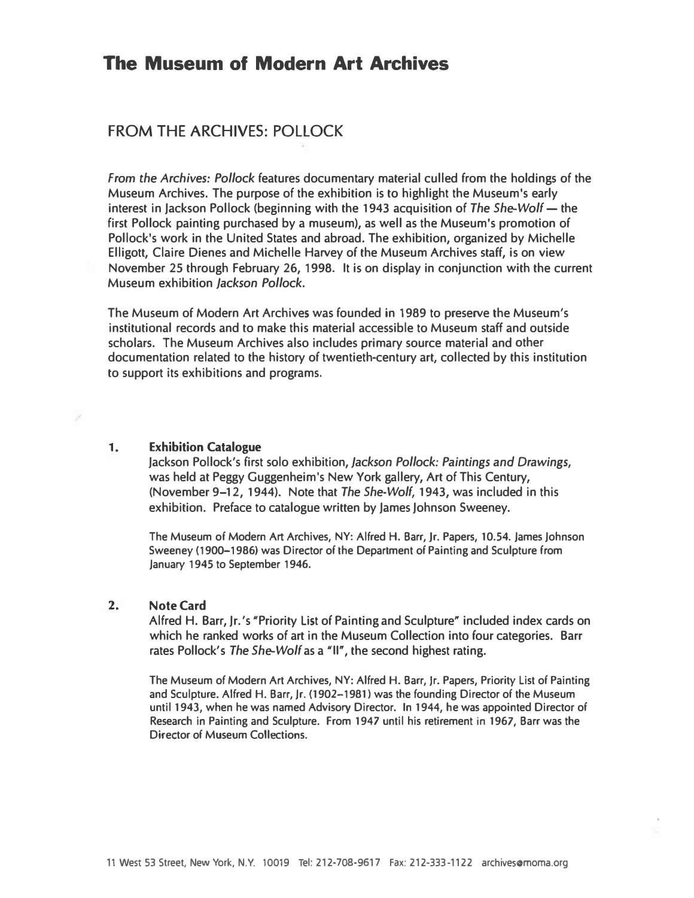# The Museum of Modern Art Archives

## FROM THE ARCHIVES: POLLOCK

*From the Archives: Pollock* features documentary material culled from the holdings of the Museum Archives. The purpose of the exhibition is to highlight the Museum's early interest in Jackson Pollock (beginning with the 1943 acquisition of *The She-Wolf* — the first Pollock painting purchased by a museum), as well as the Museum's promotion of Pollock's work in the United States and abroad. The exhibition, organized by Michelle Elligott, Claire Dienes and Michelle Harvey of the Museum Archives staff, is on view November 25 through February 26, 1998. It is on display in conjunction with the current Museum exhibition *Jackson Pollock*.

The Museum of Modern Art Archives was founded in 1989 to preserve the Museum's institutional records and to make this material accessible to Museum staff and outside scholars. The Museum Archives also includes primary source material and other documentation related to the history of twentieth-century art, collected by this institution to support its exhibitions and programs.

1. **Exhibition Catalogue**

   Jackson Pollock's first solo exhibition, *Jackson Pollock: Paintings and Drawings*, was held at Peggy Guggenheim's New York gallery, Art of This Century, (November 9–12, 1944). Note that *The She-Wolf*, 1943, was included in this exhibition. Preface to catalogue written by James Johnson Sweeney.

   The Museum of Modern Art Archives, NY: Alfred H. Barr, Jr. Papers, 10.54. James Johnson Sweeney (1900–1986) was Director of the Department of Painting and Sculpture from January 1945 to September 1946.

2. **Note Card**

   Alfred H. Barr, Jr.'s "Priority List of Painting and Sculpture" included index cards on which he ranked works of art in the Museum Collection into four categories. Barr rates Pollock's *The She-Wolf* as a "II", the second highest rating.

   The Museum of Modern Art Archives, NY: Alfred H. Barr, Jr. Papers, Priority List of Painting and Sculpture. Alfred H. Barr, Jr. (1902–1981) was the founding Director of the Museum until 1943, when he was named Advisory Director. In 1944, he was appointed Director of Research in Painting and Sculpture. From 1947 until his retirement in 1967, Barr was the Director of Museum Collections.

11 West 53 Street, New York, N.Y. 10019 Tel: 212-708-9617 Fax: 212-333-1122 archives@moma.org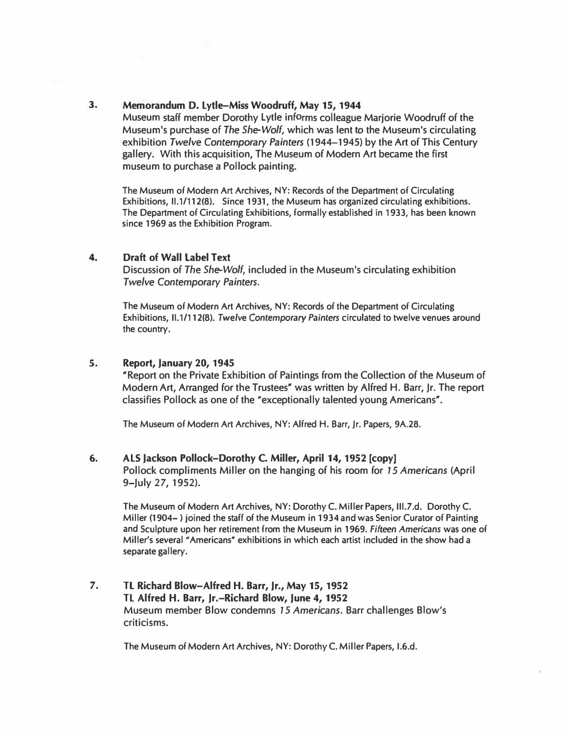3. **Memorandum D. Lytle–Miss Woodruff, May 15, 1944**

   Museum staff member Dorothy Lytle informs colleague Marjorie Woodruff of the Museum's purchase of *The She-Wolf*, which was lent to the Museum's circulating exhibition *Twelve Contemporary Painters* (1944–1945) by the Art of This Century gallery. With this acquisition, The Museum of Modern Art became the first museum to purchase a Pollock painting.

   The Museum of Modern Art Archives, NY: Records of the Department of Circulating Exhibitions, II.1/112(8). Since 1931, the Museum has organized circulating exhibitions. The Department of Circulating Exhibitions, formally established in 1933, has been known since 1969 as the Exhibition Program.

4. **Draft of Wall Label Text**

   Discussion of *The She-Wolf*, included in the Museum's circulating exhibition *Twelve Contemporary Painters*.

   The Museum of Modern Art Archives, NY: Records of the Department of Circulating Exhibitions, II.1/112(8). *Twelve Contemporary Painters* circulated to twelve venues around the country.

5. **Report, January 20, 1945**

   "Report on the Private Exhibition of Paintings from the Collection of the Museum of Modern Art, Arranged for the Trustees" was written by Alfred H. Barr, Jr. The report classifies Pollock as one of the "exceptionally talented young Americans".

   The Museum of Modern Art Archives, NY: Alfred H. Barr, Jr. Papers, 9A.28.

6. **ALS Jackson Pollock–Dorothy C. Miller, April 14, 1952 [copy]**

   Pollock compliments Miller on the hanging of his room for *15 Americans* (April 9–July 27, 1952).

   The Museum of Modern Art Archives, NY: Dorothy C. Miller Papers, III.7.d. Dorothy C. Miller (1904– ) joined the staff of the Museum in 1934 and was Senior Curator of Painting and Sculpture upon her retirement from the Museum in 1969. *Fifteen Americans* was one of Miller's several "Americans" exhibitions in which each artist included in the show had a separate gallery.

7. **TL Richard Blow–Alfred H. Barr, Jr., May 15, 1952**
   **TL Alfred H. Barr, Jr.–Richard Blow, June 4, 1952**

   Museum member Blow condemns *15 Americans*. Barr challenges Blow's criticisms.

   The Museum of Modern Art Archives, NY: Dorothy C. Miller Papers, I.6.d.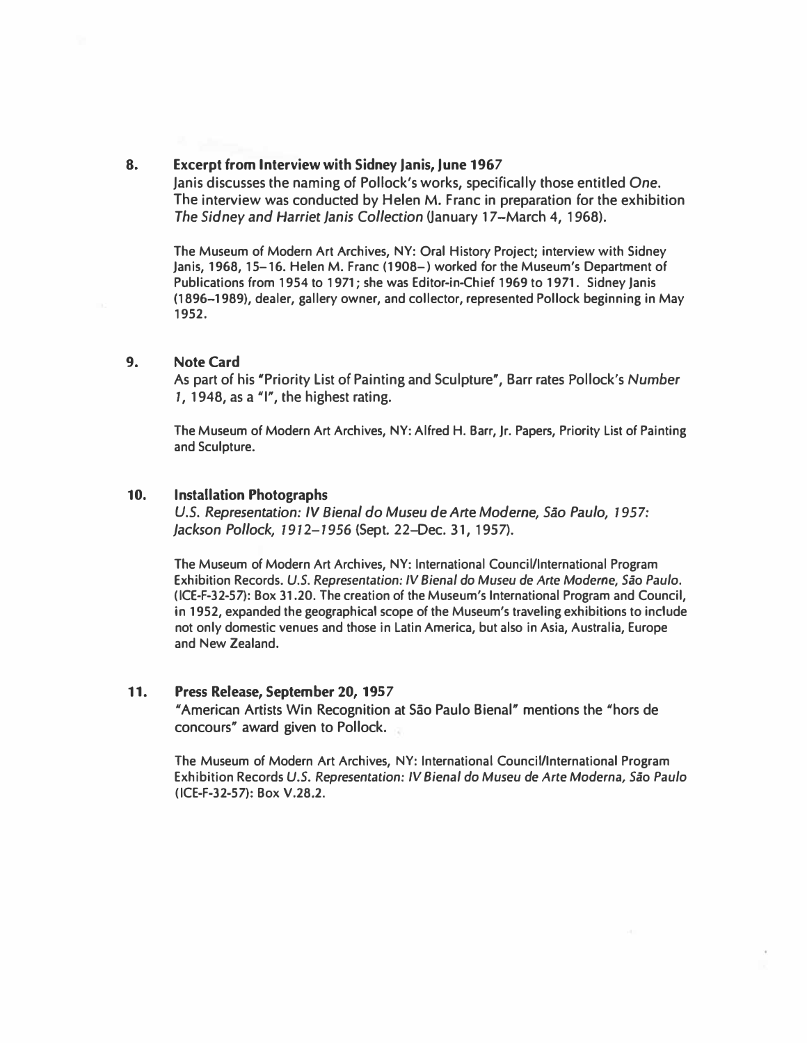**8. Excerpt from Interview with Sidney Janis, June 1967**

Janis discusses the naming of Pollock's works, specifically those entitled *One*. The interview was conducted by Helen M. Franc in preparation for the exhibition *The Sidney and Harriet Janis Collection* (January 17–March 4, 1968).

The Museum of Modern Art Archives, NY: Oral History Project; interview with Sidney Janis, 1968, 15–16. Helen M. Franc (1908–) worked for the Museum's Department of Publications from 1954 to 1971; she was Editor-in-Chief 1969 to 1971. Sidney Janis (1896–1989), dealer, gallery owner, and collector, represented Pollock beginning in May 1952.

**9. Note Card**

As part of his "Priority List of Painting and Sculpture", Barr rates Pollock's *Number 1*, 1948, as a "I", the highest rating.

The Museum of Modern Art Archives, NY: Alfred H. Barr, Jr. Papers, Priority List of Painting and Sculpture.

**10. Installation Photographs**

*U.S. Representation: IV Bienal do Museu de Arte Moderne, São Paulo, 1957: Jackson Pollock, 1912–1956* (Sept. 22–Dec. 31, 1957).

The Museum of Modern Art Archives, NY: International Council/International Program Exhibition Records. *U.S. Representation: IV Bienal do Museu de Arte Moderne, São Paulo.* (ICE-F-32-57): Box 31.20. The creation of the Museum's International Program and Council, in 1952, expanded the geographical scope of the Museum's traveling exhibitions to include not only domestic venues and those in Latin America, but also in Asia, Australia, Europe and New Zealand.

**11. Press Release, September 20, 1957**

"American Artists Win Recognition at São Paulo Bienal" mentions the "hors de concours" award given to Pollock.

The Museum of Modern Art Archives, NY: International Council/International Program Exhibition Records *U.S. Representation: IV Bienal do Museu de Arte Moderna, São Paulo* (ICE-F-32-57): Box V.28.2.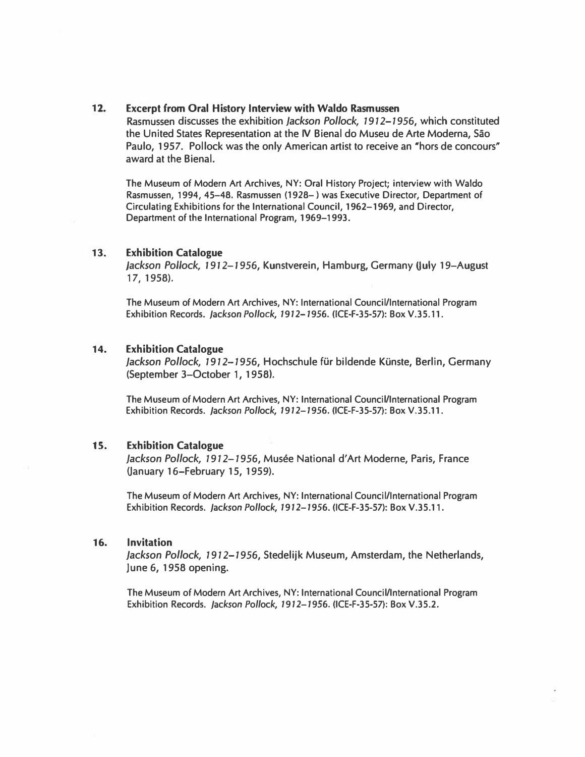**12. Excerpt from Oral History Interview with Waldo Rasmussen**

Rasmussen discusses the exhibition *Jackson Pollock, 1912–1956*, which constituted the United States Representation at the IV Bienal do Museu de Arte Moderna, São Paulo, 1957. Pollock was the only American artist to receive an "hors de concours" award at the Bienal.

The Museum of Modern Art Archives, NY: Oral History Project; interview with Waldo Rasmussen, 1994, 45–48. Rasmussen (1928– ) was Executive Director, Department of Circulating Exhibitions for the International Council, 1962–1969, and Director, Department of the International Program, 1969–1993.

**13. Exhibition Catalogue**

*Jackson Pollock, 1912–1956*, Kunstverein, Hamburg, Germany (July 19–August 17, 1958).

The Museum of Modern Art Archives, NY: International Council/International Program Exhibition Records. *Jackson Pollock, 1912–1956*. (ICE-F-35-57): Box V.35.11.

**14. Exhibition Catalogue**

*Jackson Pollock, 1912–1956*, Hochschule für bildende Künste, Berlin, Germany (September 3–October 1, 1958).

The Museum of Modern Art Archives, NY: International Council/International Program Exhibition Records. *Jackson Pollock, 1912–1956*. (ICE-F-35-57): Box V.35.11.

**15. Exhibition Catalogue**

*Jackson Pollock, 1912–1956*, Musée National d'Art Moderne, Paris, France (January 16–February 15, 1959).

The Museum of Modern Art Archives, NY: International Council/International Program Exhibition Records. *Jackson Pollock, 1912–1956*. (ICE-F-35-57): Box V.35.11.

**16. Invitation**

*Jackson Pollock, 1912–1956*, Stedelijk Museum, Amsterdam, the Netherlands, June 6, 1958 opening.

The Museum of Modern Art Archives, NY: International Council/International Program Exhibition Records. *Jackson Pollock, 1912–1956*. (ICE-F-35-57): Box V.35.2.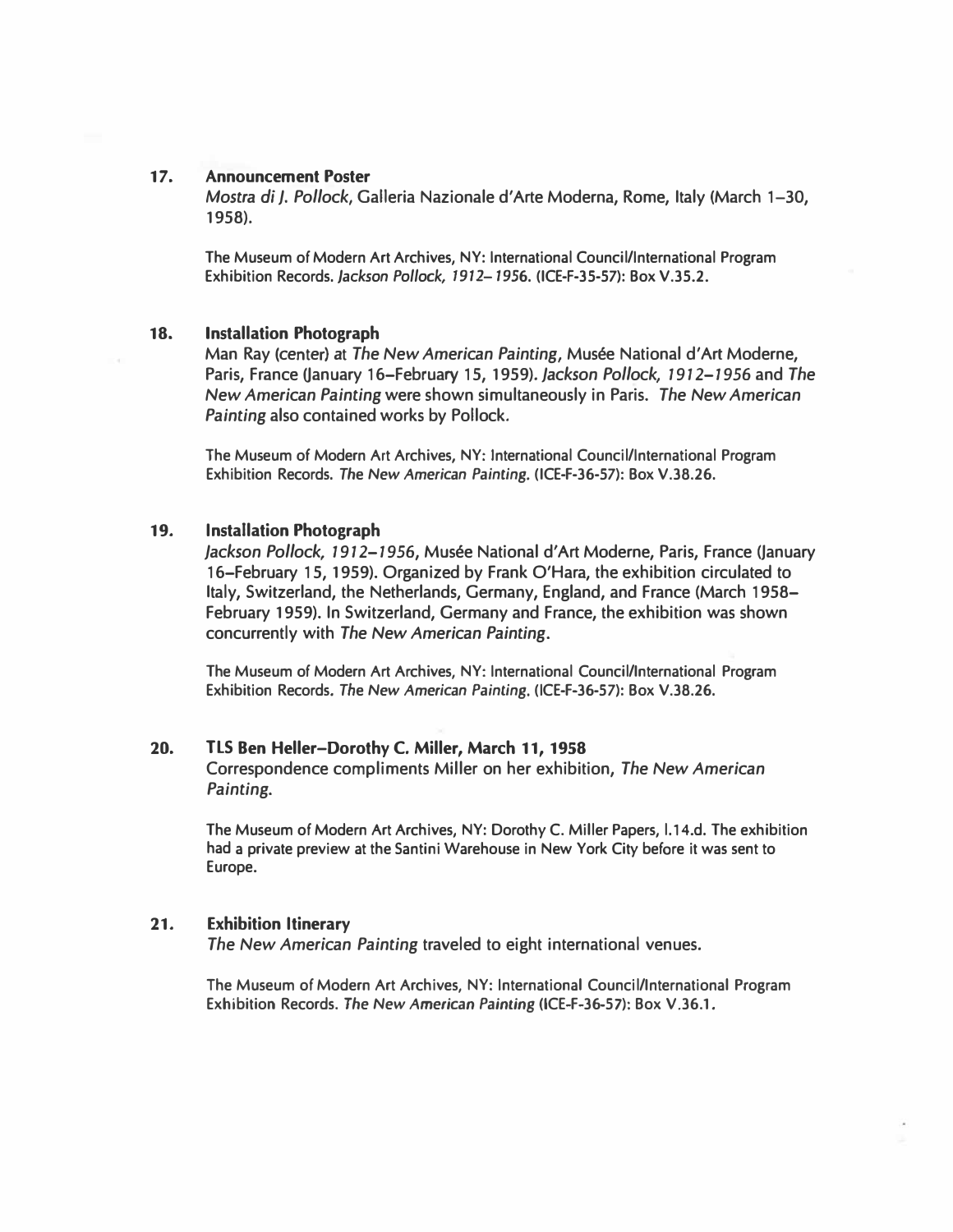**17. Announcement Poster**

*Mostra di J. Pollock*, Galleria Nazionale d'Arte Moderna, Rome, Italy (March 1–30, 1958).

The Museum of Modern Art Archives, NY: International Council/International Program Exhibition Records. *Jackson Pollock, 1912–1956*. (ICE-F-35-57): Box V.35.2.

**18. Installation Photograph**

Man Ray (center) at *The New American Painting*, Musée National d'Art Moderne, Paris, France (January 16–February 15, 1959). *Jackson Pollock, 1912–1956* and *The New American Painting* were shown simultaneously in Paris. *The New American Painting* also contained works by Pollock.

The Museum of Modern Art Archives, NY: International Council/International Program Exhibition Records. *The New American Painting*. (ICE-F-36-57): Box V.38.26.

**19. Installation Photograph**

*Jackson Pollock, 1912–1956*, Musée National d'Art Moderne, Paris, France (January 16–February 15, 1959). Organized by Frank O'Hara, the exhibition circulated to Italy, Switzerland, the Netherlands, Germany, England, and France (March 1958–February 1959). In Switzerland, Germany and France, the exhibition was shown concurrently with *The New American Painting*.

The Museum of Modern Art Archives, NY: International Council/International Program Exhibition Records. *The New American Painting*. (ICE-F-36-57): Box V.38.26.

**20. TLS Ben Heller–Dorothy C. Miller, March 11, 1958**

Correspondence compliments Miller on her exhibition, *The New American Painting*.

The Museum of Modern Art Archives, NY: Dorothy C. Miller Papers, I.14.d. The exhibition had a private preview at the Santini Warehouse in New York City before it was sent to Europe.

**21. Exhibition Itinerary**

*The New American Painting* traveled to eight international venues.

The Museum of Modern Art Archives, NY: International Council/International Program Exhibition Records. *The New American Painting* (ICE-F-36-57): Box V.36.1.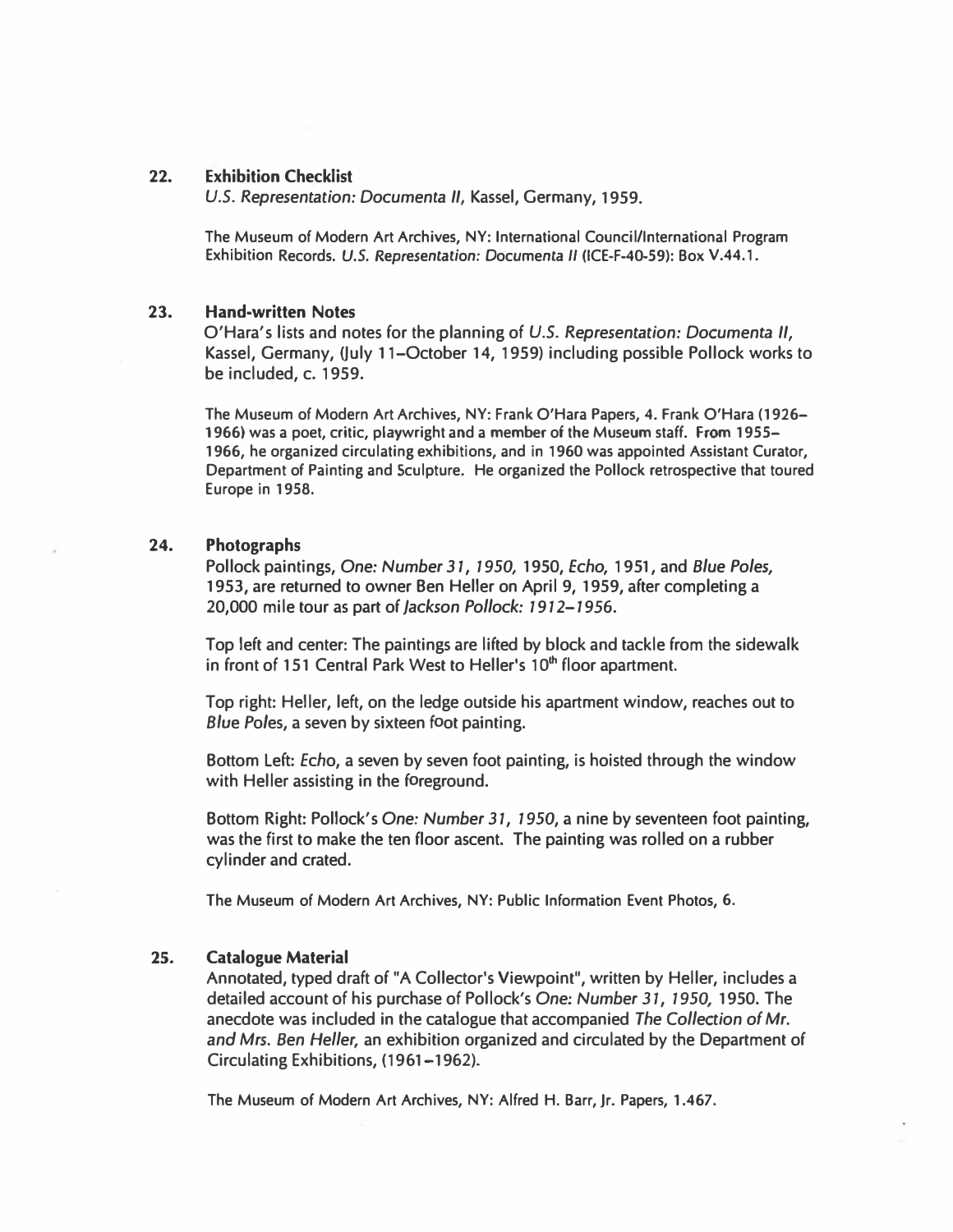**22. Exhibition Checklist**

*U.S. Representation: Documenta II*, Kassel, Germany, 1959.

The Museum of Modern Art Archives, NY: International Council/International Program Exhibition Records. *U.S. Representation: Documenta II* (ICE-F-40-59): Box V.44.1.

**23. Hand-written Notes**

O'Hara's lists and notes for the planning of *U.S. Representation: Documenta II*, Kassel, Germany, (July 11–October 14, 1959) including possible Pollock works to be included, c. 1959.

The Museum of Modern Art Archives, NY: Frank O'Hara Papers, 4. Frank O'Hara (1926–1966) was a poet, critic, playwright and a member of the Museum staff. From 1955–1966, he organized circulating exhibitions, and in 1960 was appointed Assistant Curator, Department of Painting and Sculpture. He organized the Pollock retrospective that toured Europe in 1958.

**24. Photographs**

Pollock paintings, *One: Number 31, 1950*, 1950, *Echo*, 1951, and *Blue Poles*, 1953, are returned to owner Ben Heller on April 9, 1959, after completing a 20,000 mile tour as part of *Jackson Pollock: 1912–1956*.

Top left and center: The paintings are lifted by block and tackle from the sidewalk in front of 151 Central Park West to Heller's 10th floor apartment.

Top right: Heller, left, on the ledge outside his apartment window, reaches out to *Blue Poles*, a seven by sixteen foot painting.

Bottom Left: *Echo*, a seven by seven foot painting, is hoisted through the window with Heller assisting in the foreground.

Bottom Right: Pollock's *One: Number 31, 1950*, a nine by seventeen foot painting, was the first to make the ten floor ascent. The painting was rolled on a rubber cylinder and crated.

The Museum of Modern Art Archives, NY: Public Information Event Photos, 6.

**25. Catalogue Material**

Annotated, typed draft of "A Collector's Viewpoint", written by Heller, includes a detailed account of his purchase of Pollock's *One: Number 31, 1950*, 1950. The anecdote was included in the catalogue that accompanied *The Collection of Mr. and Mrs. Ben Heller*, an exhibition organized and circulated by the Department of Circulating Exhibitions, (1961–1962).

The Museum of Modern Art Archives, NY: Alfred H. Barr, Jr. Papers, 1.467.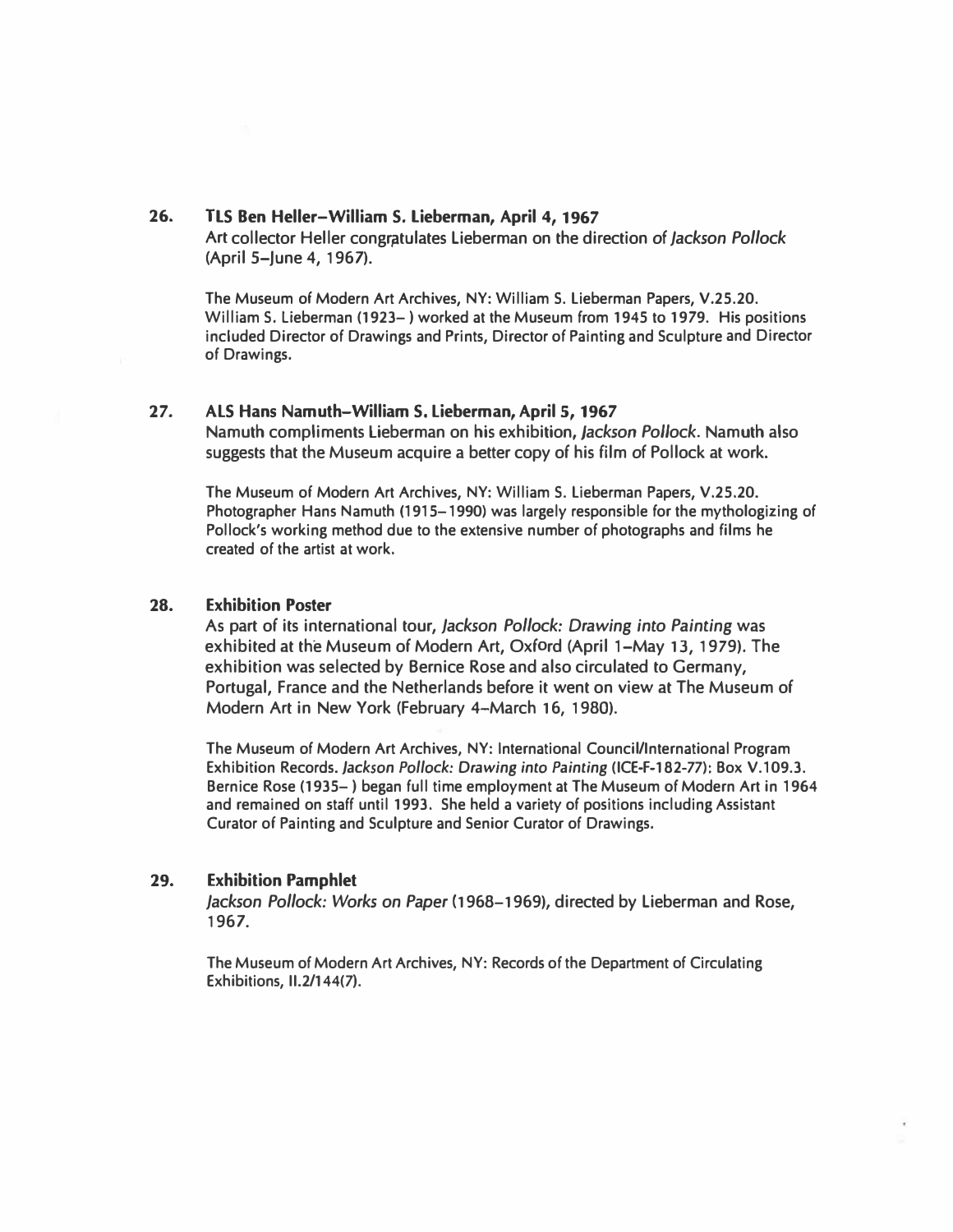**26. TLS Ben Heller–William S. Lieberman, April 4, 1967**

Art collector Heller congratulates Lieberman on the direction of *Jackson Pollock* (April 5–June 4, 1967).

The Museum of Modern Art Archives, NY: William S. Lieberman Papers, V.25.20. William S. Lieberman (1923– ) worked at the Museum from 1945 to 1979. His positions included Director of Drawings and Prints, Director of Painting and Sculpture and Director of Drawings.

**27. ALS Hans Namuth–William S. Lieberman, April 5, 1967**

Namuth compliments Lieberman on his exhibition, *Jackson Pollock*. Namuth also suggests that the Museum acquire a better copy of his film of Pollock at work.

The Museum of Modern Art Archives, NY: William S. Lieberman Papers, V.25.20. Photographer Hans Namuth (1915–1990) was largely responsible for the mythologizing of Pollock's working method due to the extensive number of photographs and films he created of the artist at work.

**28. Exhibition Poster**

As part of its international tour, *Jackson Pollock: Drawing into Painting* was exhibited at the Museum of Modern Art, Oxford (April 1–May 13, 1979). The exhibition was selected by Bernice Rose and also circulated to Germany, Portugal, France and the Netherlands before it went on view at The Museum of Modern Art in New York (February 4–March 16, 1980).

The Museum of Modern Art Archives, NY: International Council/International Program Exhibition Records. *Jackson Pollock: Drawing into Painting* (ICE-F-182-77): Box V.109.3. Bernice Rose (1935– ) began full time employment at The Museum of Modern Art in 1964 and remained on staff until 1993. She held a variety of positions including Assistant Curator of Painting and Sculpture and Senior Curator of Drawings.

**29. Exhibition Pamphlet**

*Jackson Pollock: Works on Paper* (1968–1969), directed by Lieberman and Rose, 1967.

The Museum of Modern Art Archives, NY: Records of the Department of Circulating Exhibitions, II.2/144(7).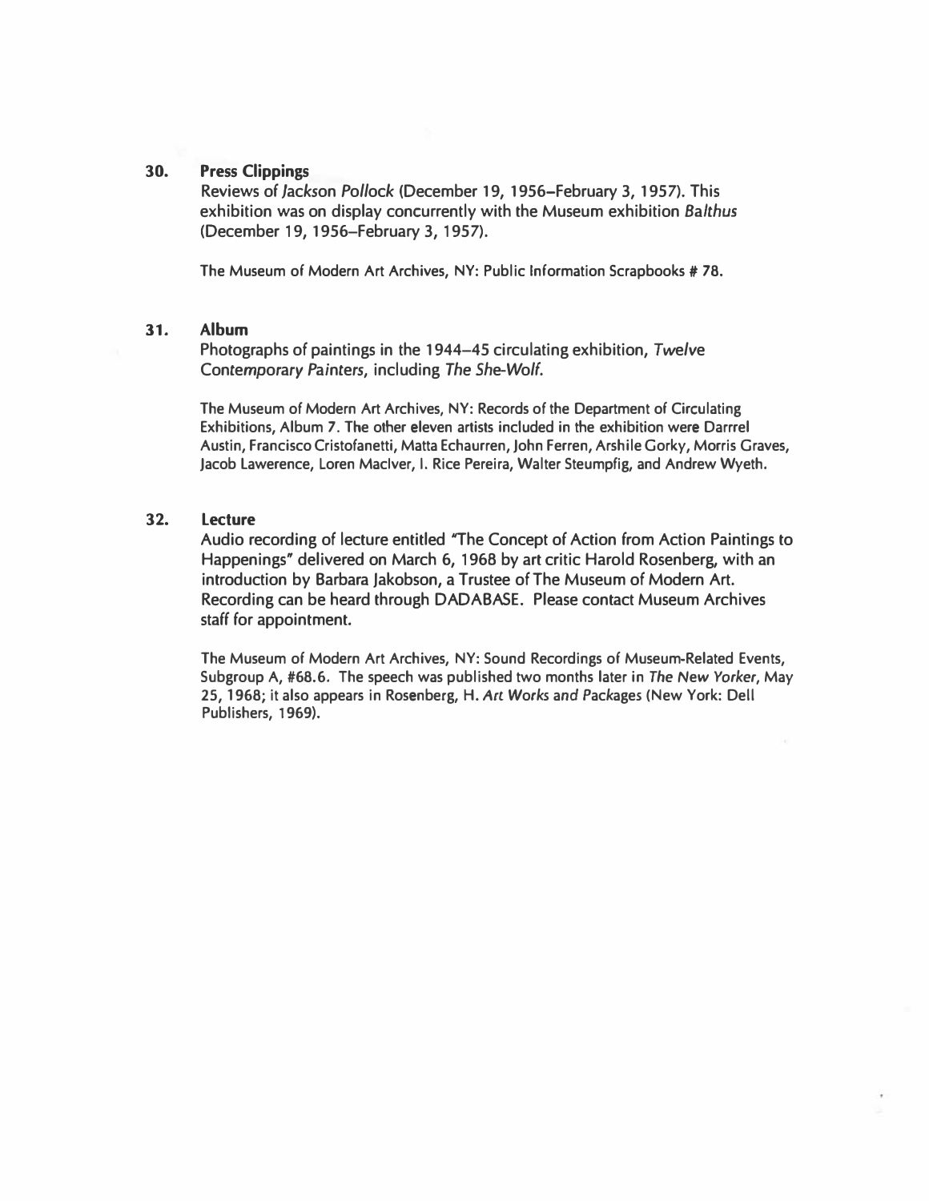**30. Press Clippings**

Reviews of *Jackson Pollock* (December 19, 1956–February 3, 1957). This exhibition was on display concurrently with the Museum exhibition *Balthus* (December 19, 1956–February 3, 1957).

The Museum of Modern Art Archives, NY: Public Information Scrapbooks # 78.

**31. Album**

Photographs of paintings in the 1944–45 circulating exhibition, *Twelve Contemporary Painters*, including *The She-Wolf*.

The Museum of Modern Art Archives, NY: Records of the Department of Circulating Exhibitions, Album 7. The other eleven artists included in the exhibition were Darrel Austin, Francisco Cristofanetti, Matta Echaurren, John Ferren, Arshile Gorky, Morris Graves, Jacob Lawerence, Loren MacIver, I. Rice Pereira, Walter Steumpfig, and Andrew Wyeth.

**32. Lecture**

Audio recording of lecture entitled "The Concept of Action from Action Paintings to Happenings" delivered on March 6, 1968 by art critic Harold Rosenberg, with an introduction by Barbara Jakobson, a Trustee of The Museum of Modern Art. Recording can be heard through DADABASE. Please contact Museum Archives staff for appointment.

The Museum of Modern Art Archives, NY: Sound Recordings of Museum-Related Events, Subgroup A, #68.6. The speech was published two months later in *The New Yorker*, May 25, 1968; it also appears in Rosenberg, H. *Art Works and Packages* (New York: Dell Publishers, 1969).